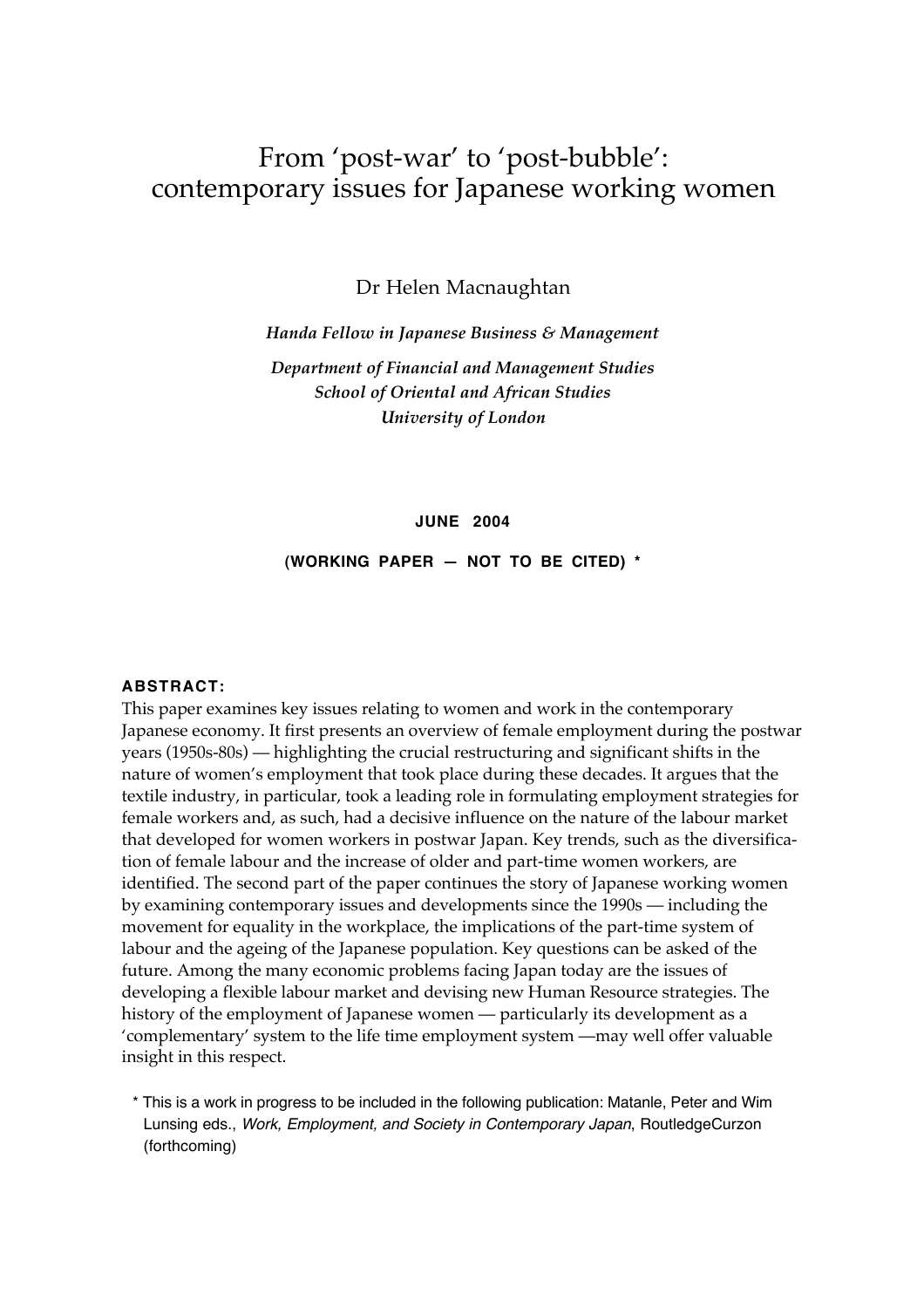# From 'post-war' to 'post-bubble': contemporary issues for Japanese working women

Dr Helen Macnaughtan

***Handa Fellow in Japanese Business & Management***

***Department of Financial and Management Studies***
***School of Oriental and African Studies***
***University of London***

**JUNE 2004**

**(WORKING PAPER — NOT TO BE CITED) \***

**ABSTRACT:**

This paper examines key issues relating to women and work in the contemporary Japanese economy. It first presents an overview of female employment during the postwar years (1950s-80s) — highlighting the crucial restructuring and significant shifts in the nature of women's employment that took place during these decades. It argues that the textile industry, in particular, took a leading role in formulating employment strategies for female workers and, as such, had a decisive influence on the nature of the labour market that developed for women workers in postwar Japan. Key trends, such as the diversification of female labour and the increase of older and part-time women workers, are identified. The second part of the paper continues the story of Japanese working women by examining contemporary issues and developments since the 1990s — including the movement for equality in the workplace, the implications of the part-time system of labour and the ageing of the Japanese population. Key questions can be asked of the future. Among the many economic problems facing Japan today are the issues of developing a flexible labour market and devising new Human Resource strategies. The history of the employment of Japanese women — particularly its development as a 'complementary' system to the life time employment system —may well offer valuable insight in this respect.

\* This is a work in progress to be included in the following publication: Matanle, Peter and Wim Lunsing eds., *Work, Employment, and Society in Contemporary Japan*, RoutledgeCurzon (forthcoming)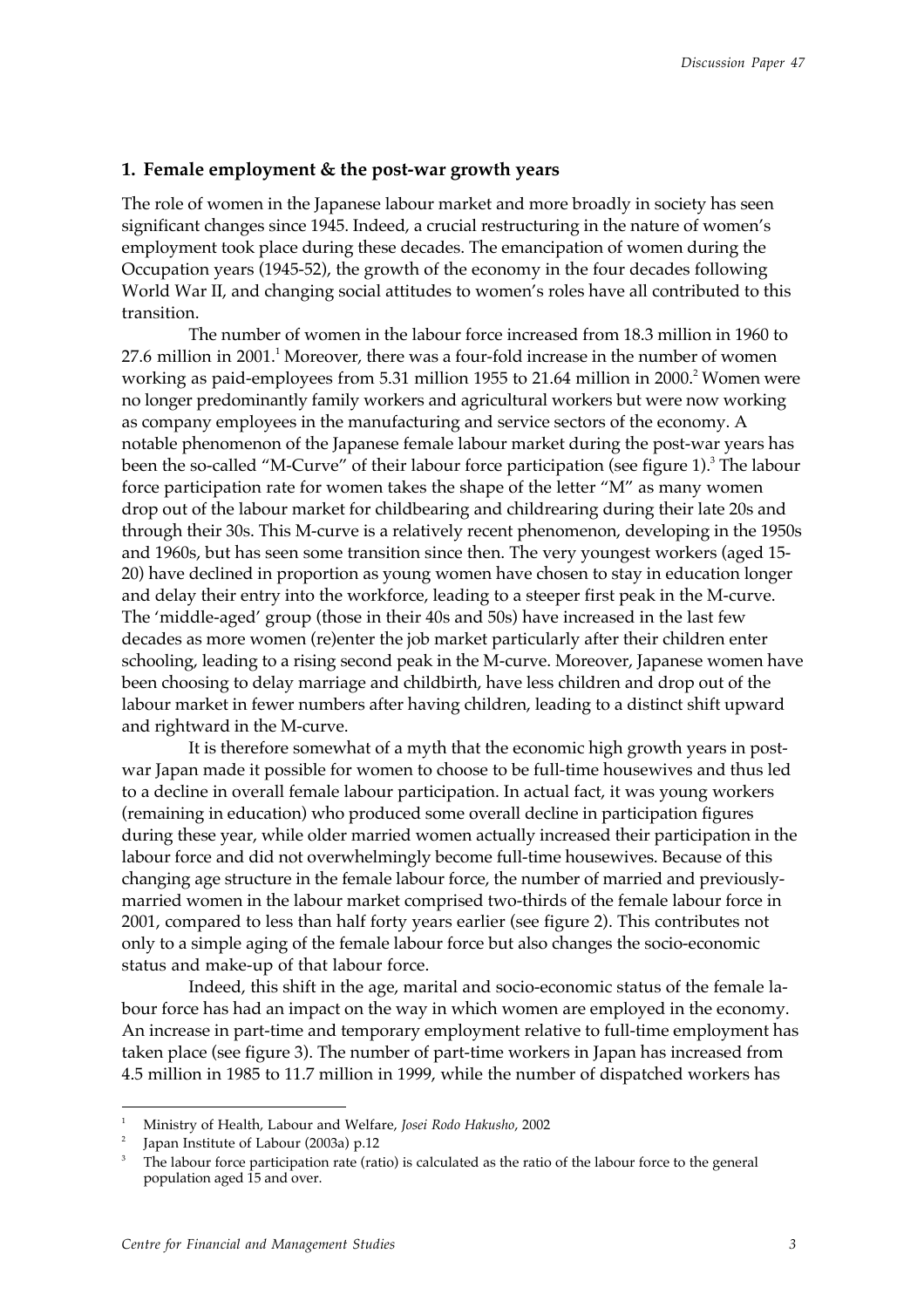## 1. Female employment & the post-war growth years

The role of women in the Japanese labour market and more broadly in society has seen significant changes since 1945. Indeed, a crucial restructuring in the nature of women's employment took place during these decades. The emancipation of women during the Occupation years (1945-52), the growth of the economy in the four decades following World War II, and changing social attitudes to women's roles have all contributed to this transition.

The number of women in the labour force increased from 18.3 million in 1960 to 27.6 million in 2001.[1] Moreover, there was a four-fold increase in the number of women working as paid-employees from 5.31 million 1955 to 21.64 million in 2000.[2] Women were no longer predominantly family workers and agricultural workers but were now working as company employees in the manufacturing and service sectors of the economy. A notable phenomenon of the Japanese female labour market during the post-war years has been the so-called "M-Curve" of their labour force participation (see figure 1).[3] The labour force participation rate for women takes the shape of the letter "M" as many women drop out of the labour market for childbearing and childrearing during their late 20s and through their 30s. This M-curve is a relatively recent phenomenon, developing in the 1950s and 1960s, but has seen some transition since then. The very youngest workers (aged 15-20) have declined in proportion as young women have chosen to stay in education longer and delay their entry into the workforce, leading to a steeper first peak in the M-curve. The 'middle-aged' group (those in their 40s and 50s) have increased in the last few decades as more women (re)enter the job market particularly after their children enter schooling, leading to a rising second peak in the M-curve. Moreover, Japanese women have been choosing to delay marriage and childbirth, have less children and drop out of the labour market in fewer numbers after having children, leading to a distinct shift upward and rightward in the M-curve.

It is therefore somewhat of a myth that the economic high growth years in post-war Japan made it possible for women to choose to be full-time housewives and thus led to a decline in overall female labour participation. In actual fact, it was young workers (remaining in education) who produced some overall decline in participation figures during these year, while older married women actually increased their participation in the labour force and did not overwhelmingly become full-time housewives. Because of this changing age structure in the female labour force, the number of married and previously-married women in the labour market comprised two-thirds of the female labour force in 2001, compared to less than half forty years earlier (see figure 2). This contributes not only to a simple aging of the female labour force but also changes the socio-economic status and make-up of that labour force.

Indeed, this shift in the age, marital and socio-economic status of the female labour force has had an impact on the way in which women are employed in the economy. An increase in part-time and temporary employment relative to full-time employment has taken place (see figure 3). The number of part-time workers in Japan has increased from 4.5 million in 1985 to 11.7 million in 1999, while the number of dispatched workers has

---

[1] Ministry of Health, Labour and Welfare, *Josei Rodo Hakusho*, 2002

[2] Japan Institute of Labour (2003a) p.12

[3] The labour force participation rate (ratio) is calculated as the ratio of the labour force to the general population aged 15 and over.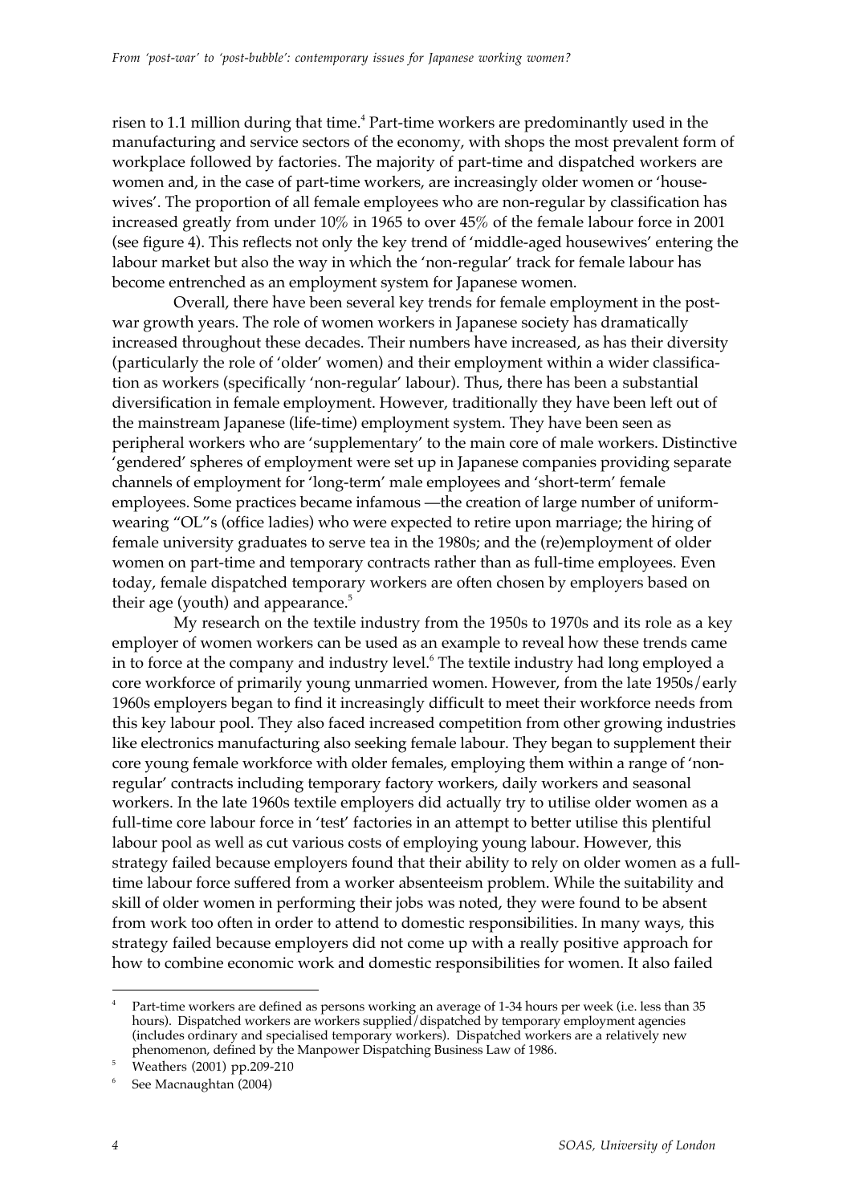risen to 1.1 million during that time.[4] Part-time workers are predominantly used in the manufacturing and service sectors of the economy, with shops the most prevalent form of workplace followed by factories. The majority of part-time and dispatched workers are women and, in the case of part-time workers, are increasingly older women or 'housewives'. The proportion of all female employees who are non-regular by classification has increased greatly from under 10% in 1965 to over 45% of the female labour force in 2001 (see figure 4). This reflects not only the key trend of 'middle-aged housewives' entering the labour market but also the way in which the 'non-regular' track for female labour has become entrenched as an employment system for Japanese women.

Overall, there have been several key trends for female employment in the post-war growth years. The role of women workers in Japanese society has dramatically increased throughout these decades. Their numbers have increased, as has their diversity (particularly the role of 'older' women) and their employment within a wider classification as workers (specifically 'non-regular' labour). Thus, there has been a substantial diversification in female employment. However, traditionally they have been left out of the mainstream Japanese (life-time) employment system. They have been seen as peripheral workers who are 'supplementary' to the main core of male workers. Distinctive 'gendered' spheres of employment were set up in Japanese companies providing separate channels of employment for 'long-term' male employees and 'short-term' female employees. Some practices became infamous —the creation of large number of uniform-wearing "OL"s (office ladies) who were expected to retire upon marriage; the hiring of female university graduates to serve tea in the 1980s; and the (re)employment of older women on part-time and temporary contracts rather than as full-time employees. Even today, female dispatched temporary workers are often chosen by employers based on their age (youth) and appearance.[5]

My research on the textile industry from the 1950s to 1970s and its role as a key employer of women workers can be used as an example to reveal how these trends came in to force at the company and industry level.[6] The textile industry had long employed a core workforce of primarily young unmarried women. However, from the late 1950s/early 1960s employers began to find it increasingly difficult to meet their workforce needs from this key labour pool. They also faced increased competition from other growing industries like electronics manufacturing also seeking female labour. They began to supplement their core young female workforce with older females, employing them within a range of 'non-regular' contracts including temporary factory workers, daily workers and seasonal workers. In the late 1960s textile employers did actually try to utilise older women as a full-time core labour force in 'test' factories in an attempt to better utilise this plentiful labour pool as well as cut various costs of employing young labour. However, this strategy failed because employers found that their ability to rely on older women as a full-time labour force suffered from a worker absenteeism problem. While the suitability and skill of older women in performing their jobs was noted, they were found to be absent from work too often in order to attend to domestic responsibilities. In many ways, this strategy failed because employers did not come up with a really positive approach for how to combine economic work and domestic responsibilities for women. It also failed

---

[4] Part-time workers are defined as persons working an average of 1-34 hours per week (i.e. less than 35 hours). Dispatched workers are workers supplied/dispatched by temporary employment agencies (includes ordinary and specialised temporary workers). Dispatched workers are a relatively new phenomenon, defined by the Manpower Dispatching Business Law of 1986.

[5] Weathers (2001) pp.209-210

[6] See Macnaughtan (2004)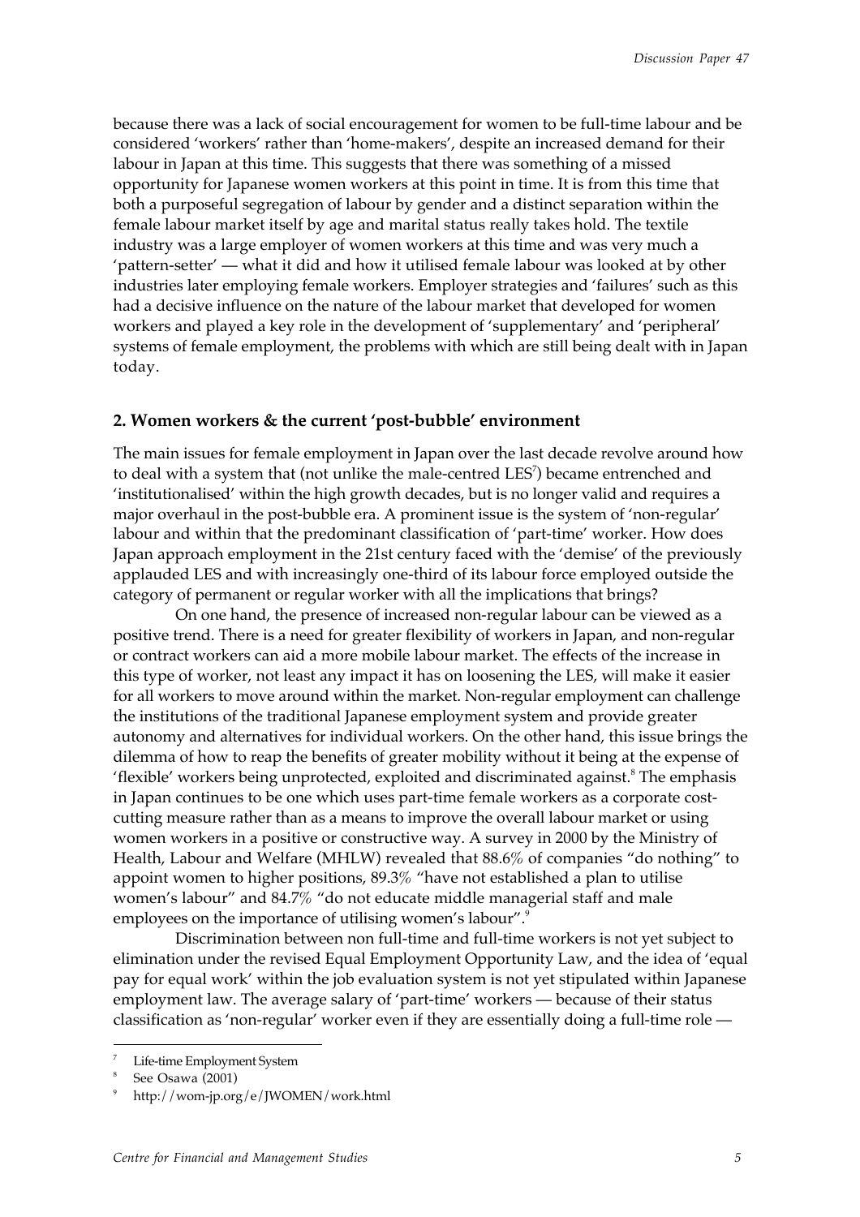because there was a lack of social encouragement for women to be full-time labour and be considered 'workers' rather than 'home-makers', despite an increased demand for their labour in Japan at this time. This suggests that there was something of a missed opportunity for Japanese women workers at this point in time. It is from this time that both a purposeful segregation of labour by gender and a distinct separation within the female labour market itself by age and marital status really takes hold. The textile industry was a large employer of women workers at this time and was very much a 'pattern-setter' — what it did and how it utilised female labour was looked at by other industries later employing female workers. Employer strategies and 'failures' such as this had a decisive influence on the nature of the labour market that developed for women workers and played a key role in the development of 'supplementary' and 'peripheral' systems of female employment, the problems with which are still being dealt with in Japan today.

## 2. Women workers & the current 'post-bubble' environment

The main issues for female employment in Japan over the last decade revolve around how to deal with a system that (not unlike the male-centred LES[7]) became entrenched and 'institutionalised' within the high growth decades, but is no longer valid and requires a major overhaul in the post-bubble era. A prominent issue is the system of 'non-regular' labour and within that the predominant classification of 'part-time' worker. How does Japan approach employment in the 21st century faced with the 'demise' of the previously applauded LES and with increasingly one-third of its labour force employed outside the category of permanent or regular worker with all the implications that brings?

On one hand, the presence of increased non-regular labour can be viewed as a positive trend. There is a need for greater flexibility of workers in Japan, and non-regular or contract workers can aid a more mobile labour market. The effects of the increase in this type of worker, not least any impact it has on loosening the LES, will make it easier for all workers to move around within the market. Non-regular employment can challenge the institutions of the traditional Japanese employment system and provide greater autonomy and alternatives for individual workers. On the other hand, this issue brings the dilemma of how to reap the benefits of greater mobility without it being at the expense of 'flexible' workers being unprotected, exploited and discriminated against.[8] The emphasis in Japan continues to be one which uses part-time female workers as a corporate cost-cutting measure rather than as a means to improve the overall labour market or using women workers in a positive or constructive way. A survey in 2000 by the Ministry of Health, Labour and Welfare (MHLW) revealed that 88.6% of companies "do nothing" to appoint women to higher positions, 89.3% "have not established a plan to utilise women's labour" and 84.7% "do not educate middle managerial staff and male employees on the importance of utilising women's labour".[9]

Discrimination between non full-time and full-time workers is not yet subject to elimination under the revised Equal Employment Opportunity Law, and the idea of 'equal pay for equal work' within the job evaluation system is not yet stipulated within Japanese employment law. The average salary of 'part-time' workers — because of their status classification as 'non-regular' worker even if they are essentially doing a full-time role —

---

[7] Life-time Employment System

[8] See Osawa (2001)

[9] http://wom-jp.org/e/JWOMEN/work.html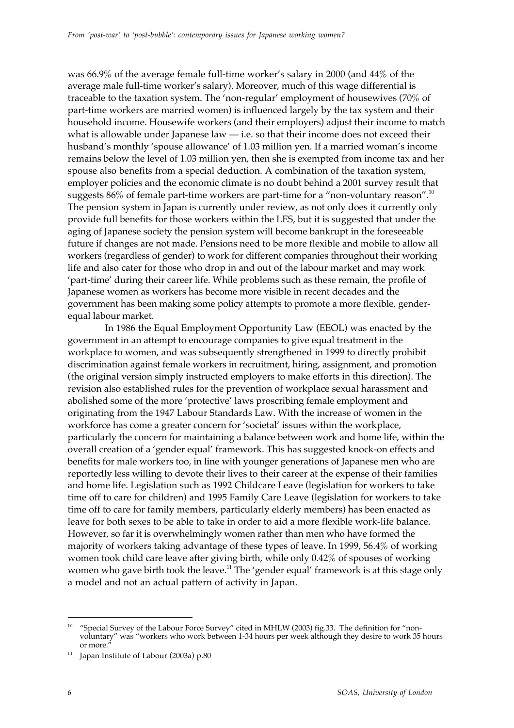was 66.9% of the average female full-time worker's salary in 2000 (and 44% of the average male full-time worker's salary). Moreover, much of this wage differential is traceable to the taxation system. The 'non-regular' employment of housewives (70% of part-time workers are married women) is influenced largely by the tax system and their household income. Housewife workers (and their employers) adjust their income to match what is allowable under Japanese law — i.e. so that their income does not exceed their husband's monthly 'spouse allowance' of 1.03 million yen. If a married woman's income remains below the level of 1.03 million yen, then she is exempted from income tax and her spouse also benefits from a special deduction. A combination of the taxation system, employer policies and the economic climate is no doubt behind a 2001 survey result that suggests 86% of female part-time workers are part-time for a "non-voluntary reason".[10] The pension system in Japan is currently under review, as not only does it currently only provide full benefits for those workers within the LES, but it is suggested that under the aging of Japanese society the pension system will become bankrupt in the foreseeable future if changes are not made. Pensions need to be more flexible and mobile to allow all workers (regardless of gender) to work for different companies throughout their working life and also cater for those who drop in and out of the labour market and may work 'part-time' during their career life. While problems such as these remain, the profile of Japanese women as workers has become more visible in recent decades and the government has been making some policy attempts to promote a more flexible, gender-equal labour market.

In 1986 the Equal Employment Opportunity Law (EEOL) was enacted by the government in an attempt to encourage companies to give equal treatment in the workplace to women, and was subsequently strengthened in 1999 to directly prohibit discrimination against female workers in recruitment, hiring, assignment, and promotion (the original version simply instructed employers to make efforts in this direction). The revision also established rules for the prevention of workplace sexual harassment and abolished some of the more 'protective' laws proscribing female employment and originating from the 1947 Labour Standards Law. With the increase of women in the workforce has come a greater concern for 'societal' issues within the workplace, particularly the concern for maintaining a balance between work and home life, within the overall creation of a 'gender equal' framework. This has suggested knock-on effects and benefits for male workers too, in line with younger generations of Japanese men who are reportedly less willing to devote their lives to their career at the expense of their families and home life. Legislation such as 1992 Childcare Leave (legislation for workers to take time off to care for children) and 1995 Family Care Leave (legislation for workers to take time off to care for family members, particularly elderly members) has been enacted as leave for both sexes to be able to take in order to aid a more flexible work-life balance. However, so far it is overwhelmingly women rather than men who have formed the majority of workers taking advantage of these types of leave. In 1999, 56.4% of working women took child care leave after giving birth, while only 0.42% of spouses of working women who gave birth took the leave.[11] The 'gender equal' framework is at this stage only a model and not an actual pattern of activity in Japan.

---

[10] "Special Survey of the Labour Force Survey" cited in MHLW (2003) fig.33. The definition for "non-voluntary" was "workers who work between 1-34 hours per week although they desire to work 35 hours or more."

[11] Japan Institute of Labour (2003a) p.80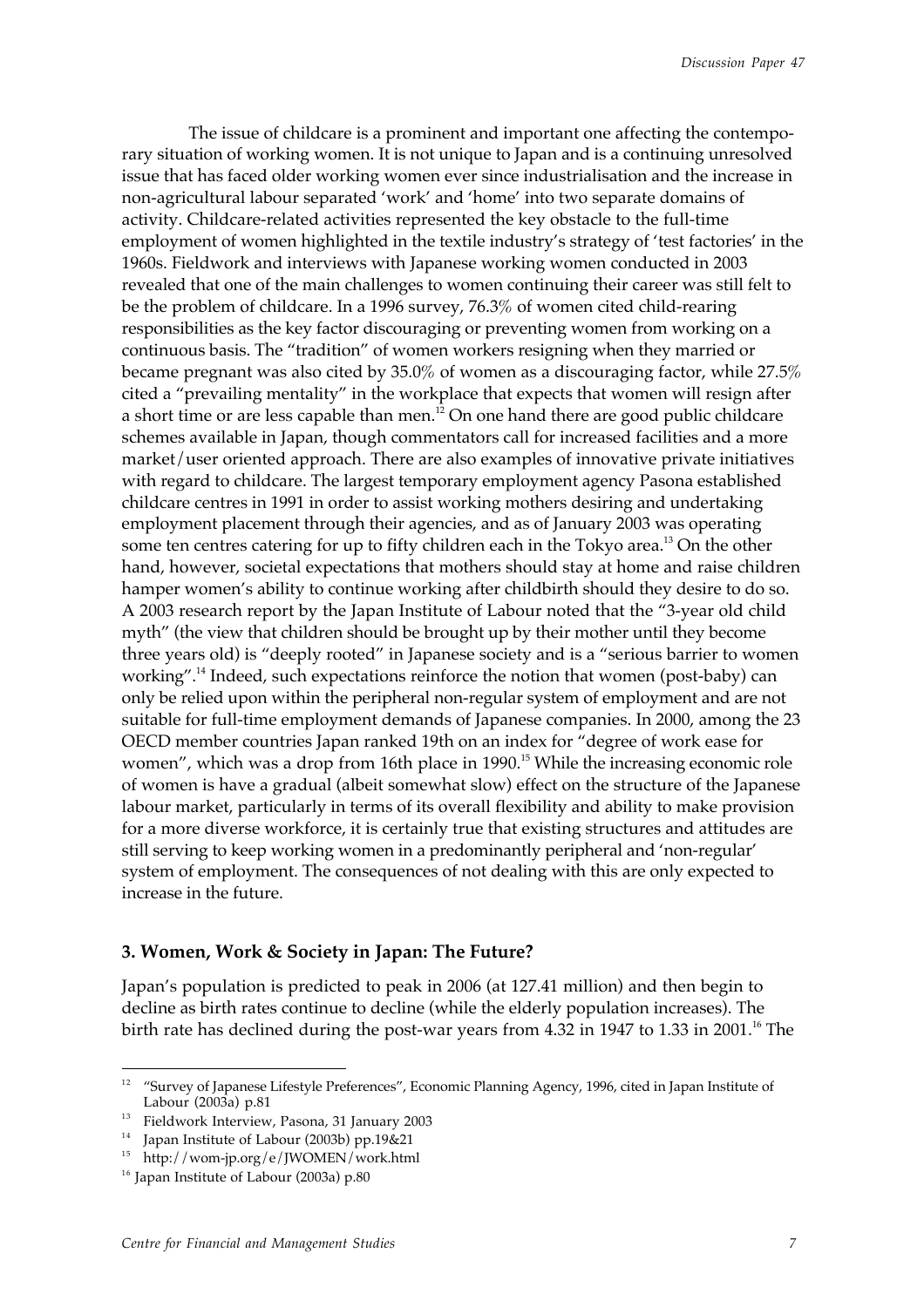The issue of childcare is a prominent and important one affecting the contemporary situation of working women. It is not unique to Japan and is a continuing unresolved issue that has faced older working women ever since industrialisation and the increase in non-agricultural labour separated 'work' and 'home' into two separate domains of activity. Childcare-related activities represented the key obstacle to the full-time employment of women highlighted in the textile industry's strategy of 'test factories' in the 1960s. Fieldwork and interviews with Japanese working women conducted in 2003 revealed that one of the main challenges to women continuing their career was still felt to be the problem of childcare. In a 1996 survey, 76.3% of women cited child-rearing responsibilities as the key factor discouraging or preventing women from working on a continuous basis. The "tradition" of women workers resigning when they married or became pregnant was also cited by 35.0% of women as a discouraging factor, while 27.5% cited a "prevailing mentality" in the workplace that expects that women will resign after a short time or are less capable than men.[12] On one hand there are good public childcare schemes available in Japan, though commentators call for increased facilities and a more market/user oriented approach. There are also examples of innovative private initiatives with regard to childcare. The largest temporary employment agency Pasona established childcare centres in 1991 in order to assist working mothers desiring and undertaking employment placement through their agencies, and as of January 2003 was operating some ten centres catering for up to fifty children each in the Tokyo area.[13] On the other hand, however, societal expectations that mothers should stay at home and raise children hamper women's ability to continue working after childbirth should they desire to do so. A 2003 research report by the Japan Institute of Labour noted that the "3-year old child myth" (the view that children should be brought up by their mother until they become three years old) is "deeply rooted" in Japanese society and is a "serious barrier to women working".[14] Indeed, such expectations reinforce the notion that women (post-baby) can only be relied upon within the peripheral non-regular system of employment and are not suitable for full-time employment demands of Japanese companies. In 2000, among the 23 OECD member countries Japan ranked 19th on an index for "degree of work ease for women", which was a drop from 16th place in 1990.[15] While the increasing economic role of women is have a gradual (albeit somewhat slow) effect on the structure of the Japanese labour market, particularly in terms of its overall flexibility and ability to make provision for a more diverse workforce, it is certainly true that existing structures and attitudes are still serving to keep working women in a predominantly peripheral and 'non-regular' system of employment. The consequences of not dealing with this are only expected to increase in the future.

### 3. Women, Work & Society in Japan: The Future?

Japan's population is predicted to peak in 2006 (at 127.41 million) and then begin to decline as birth rates continue to decline (while the elderly population increases). The birth rate has declined during the post-war years from 4.32 in 1947 to 1.33 in 2001.[16] The

---

[12] "Survey of Japanese Lifestyle Preferences", Economic Planning Agency, 1996, cited in Japan Institute of Labour (2003a) p.81

[13] Fieldwork Interview, Pasona, 31 January 2003

[14] Japan Institute of Labour (2003b) pp.19&21

[15] http://wom-jp.org/e/JWOMEN/work.html

[16] Japan Institute of Labour (2003a) p.80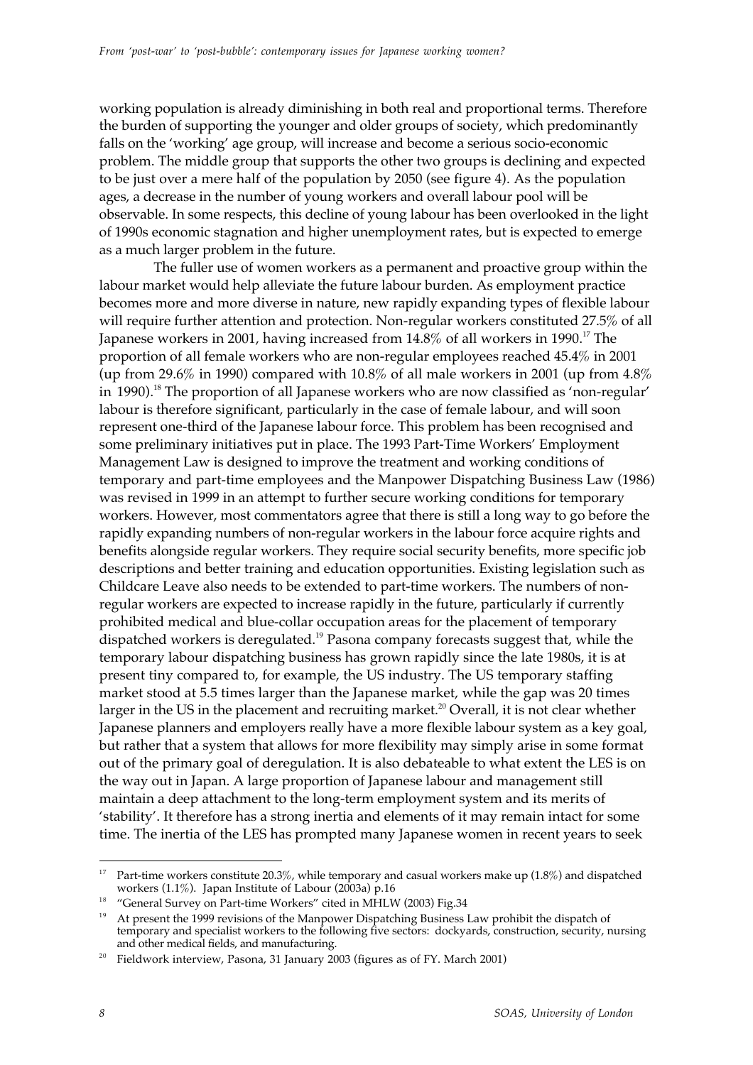working population is already diminishing in both real and proportional terms. Therefore the burden of supporting the younger and older groups of society, which predominantly falls on the 'working' age group, will increase and become a serious socio-economic problem. The middle group that supports the other two groups is declining and expected to be just over a mere half of the population by 2050 (see figure 4). As the population ages, a decrease in the number of young workers and overall labour pool will be observable. In some respects, this decline of young labour has been overlooked in the light of 1990s economic stagnation and higher unemployment rates, but is expected to emerge as a much larger problem in the future.

The fuller use of women workers as a permanent and proactive group within the labour market would help alleviate the future labour burden. As employment practice becomes more and more diverse in nature, new rapidly expanding types of flexible labour will require further attention and protection. Non-regular workers constituted 27.5% of all Japanese workers in 2001, having increased from 14.8% of all workers in 1990.[17] The proportion of all female workers who are non-regular employees reached 45.4% in 2001 (up from 29.6% in 1990) compared with 10.8% of all male workers in 2001 (up from 4.8% in 1990).[18] The proportion of all Japanese workers who are now classified as 'non-regular' labour is therefore significant, particularly in the case of female labour, and will soon represent one-third of the Japanese labour force. This problem has been recognised and some preliminary initiatives put in place. The 1993 Part-Time Workers' Employment Management Law is designed to improve the treatment and working conditions of temporary and part-time employees and the Manpower Dispatching Business Law (1986) was revised in 1999 in an attempt to further secure working conditions for temporary workers. However, most commentators agree that there is still a long way to go before the rapidly expanding numbers of non-regular workers in the labour force acquire rights and benefits alongside regular workers. They require social security benefits, more specific job descriptions and better training and education opportunities. Existing legislation such as Childcare Leave also needs to be extended to part-time workers. The numbers of non-regular workers are expected to increase rapidly in the future, particularly if currently prohibited medical and blue-collar occupation areas for the placement of temporary dispatched workers is deregulated.[19] Pasona company forecasts suggest that, while the temporary labour dispatching business has grown rapidly since the late 1980s, it is at present tiny compared to, for example, the US industry. The US temporary staffing market stood at 5.5 times larger than the Japanese market, while the gap was 20 times larger in the US in the placement and recruiting market.[20] Overall, it is not clear whether Japanese planners and employers really have a more flexible labour system as a key goal, but rather that a system that allows for more flexibility may simply arise in some format out of the primary goal of deregulation. It is also debateable to what extent the LES is on the way out in Japan. A large proportion of Japanese labour and management still maintain a deep attachment to the long-term employment system and its merits of 'stability'. It therefore has a strong inertia and elements of it may remain intact for some time. The inertia of the LES has prompted many Japanese women in recent years to seek

---

[17] Part-time workers constitute 20.3%, while temporary and casual workers make up (1.8%) and dispatched workers (1.1%). Japan Institute of Labour (2003a) p.16

[18] "General Survey on Part-time Workers" cited in MHLW (2003) Fig.34

[19] At present the 1999 revisions of the Manpower Dispatching Business Law prohibit the dispatch of temporary and specialist workers to the following five sectors: dockyards, construction, security, nursing and other medical fields, and manufacturing.

[20] Fieldwork interview, Pasona, 31 January 2003 (figures as of FY. March 2001)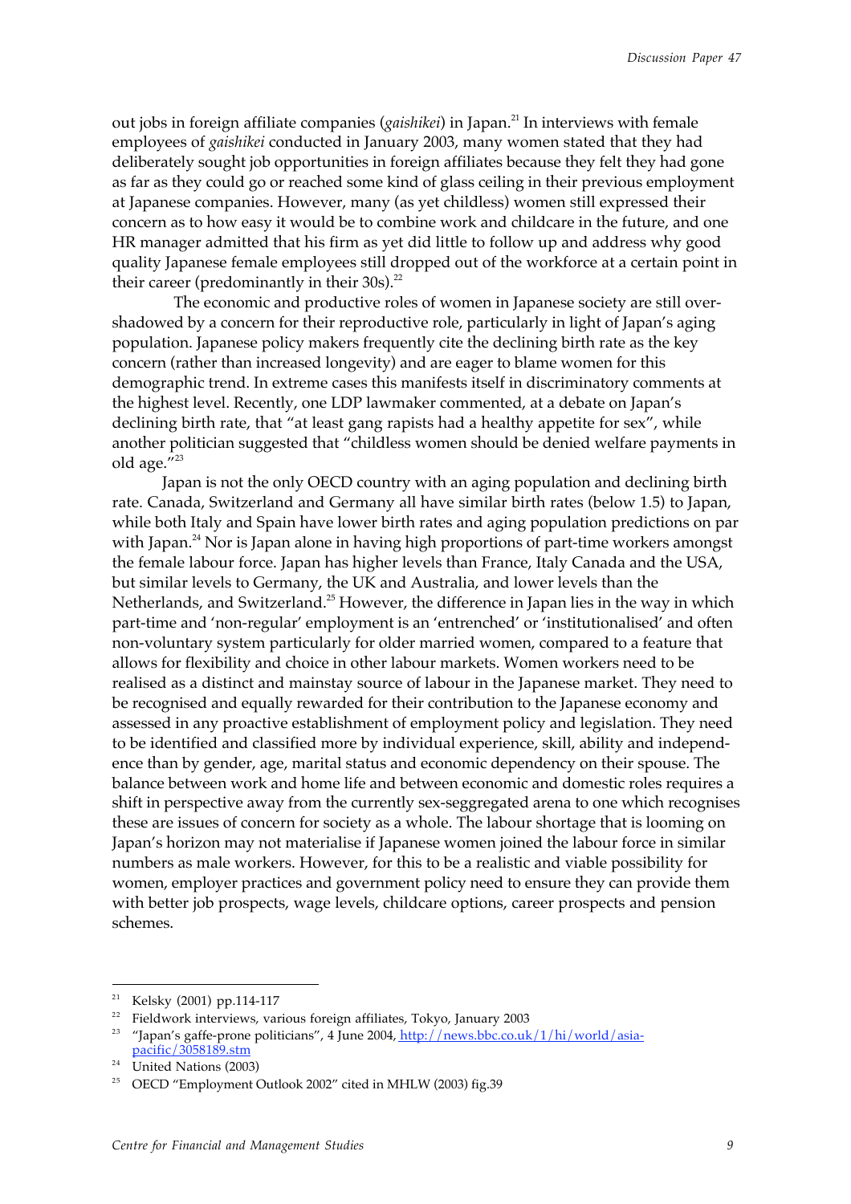out jobs in foreign affiliate companies (*gaishikei*) in Japan.[21] In interviews with female employees of *gaishikei* conducted in January 2003, many women stated that they had deliberately sought job opportunities in foreign affiliates because they felt they had gone as far as they could go or reached some kind of glass ceiling in their previous employment at Japanese companies. However, many (as yet childless) women still expressed their concern as to how easy it would be to combine work and childcare in the future, and one HR manager admitted that his firm as yet did little to follow up and address why good quality Japanese female employees still dropped out of the workforce at a certain point in their career (predominantly in their 30s).[22]

The economic and productive roles of women in Japanese society are still overshadowed by a concern for their reproductive role, particularly in light of Japan's aging population. Japanese policy makers frequently cite the declining birth rate as the key concern (rather than increased longevity) and are eager to blame women for this demographic trend. In extreme cases this manifests itself in discriminatory comments at the highest level. Recently, one LDP lawmaker commented, at a debate on Japan's declining birth rate, that "at least gang rapists had a healthy appetite for sex", while another politician suggested that "childless women should be denied welfare payments in old age."[23]

Japan is not the only OECD country with an aging population and declining birth rate. Canada, Switzerland and Germany all have similar birth rates (below 1.5) to Japan, while both Italy and Spain have lower birth rates and aging population predictions on par with Japan.[24] Nor is Japan alone in having high proportions of part-time workers amongst the female labour force. Japan has higher levels than France, Italy Canada and the USA, but similar levels to Germany, the UK and Australia, and lower levels than the Netherlands, and Switzerland.[25] However, the difference in Japan lies in the way in which part-time and 'non-regular' employment is an 'entrenched' or 'institutionalised' and often non-voluntary system particularly for older married women, compared to a feature that allows for flexibility and choice in other labour markets. Women workers need to be realised as a distinct and mainstay source of labour in the Japanese market. They need to be recognised and equally rewarded for their contribution to the Japanese economy and assessed in any proactive establishment of employment policy and legislation. They need to be identified and classified more by individual experience, skill, ability and independence than by gender, age, marital status and economic dependency on their spouse. The balance between work and home life and between economic and domestic roles requires a shift in perspective away from the currently sex-seggregated arena to one which recognises these are issues of concern for society as a whole. The labour shortage that is looming on Japan's horizon may not materialise if Japanese women joined the labour force in similar numbers as male workers. However, for this to be a realistic and viable possibility for women, employer practices and government policy need to ensure they can provide them with better job prospects, wage levels, childcare options, career prospects and pension schemes.

---

[21] Kelsky (2001) pp.114-117

[22] Fieldwork interviews, various foreign affiliates, Tokyo, January 2003

[23] "Japan's gaffe-prone politicians", 4 June 2004, http://news.bbc.co.uk/1/hi/world/asia-pacific/3058189.stm

[24] United Nations (2003)

[25] OECD "Employment Outlook 2002" cited in MHLW (2003) fig.39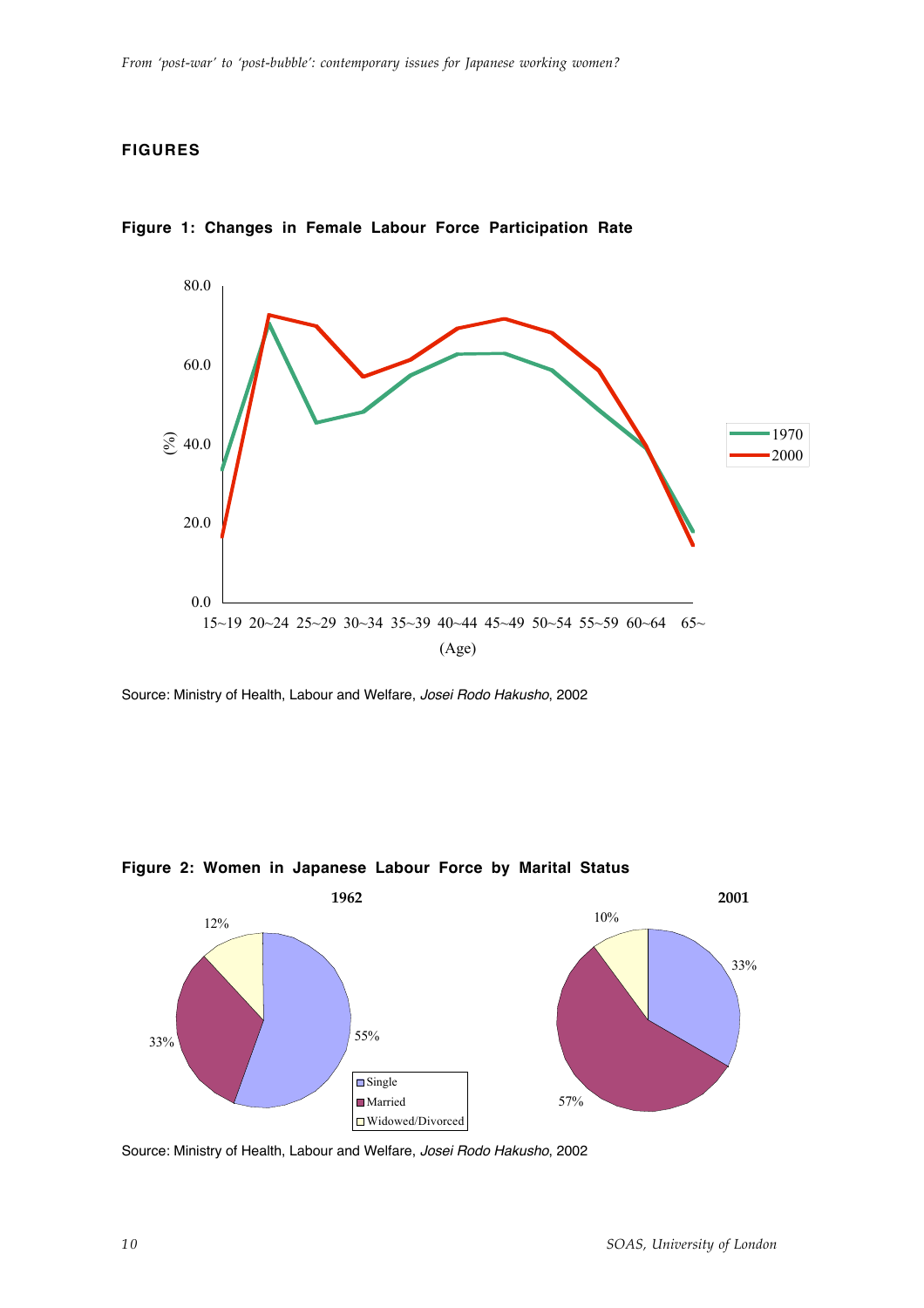## FIGURES

**Figure 1: Changes in Female Labour Force Participation Rate**

Source: Ministry of Health, Labour and Welfare, *Josei Rodo Hakusho*, 2002

**Figure 2: Women in Japanese Labour Force by Marital Status**

Source: Ministry of Health, Labour and Welfare, *Josei Rodo Hakusho*, 2002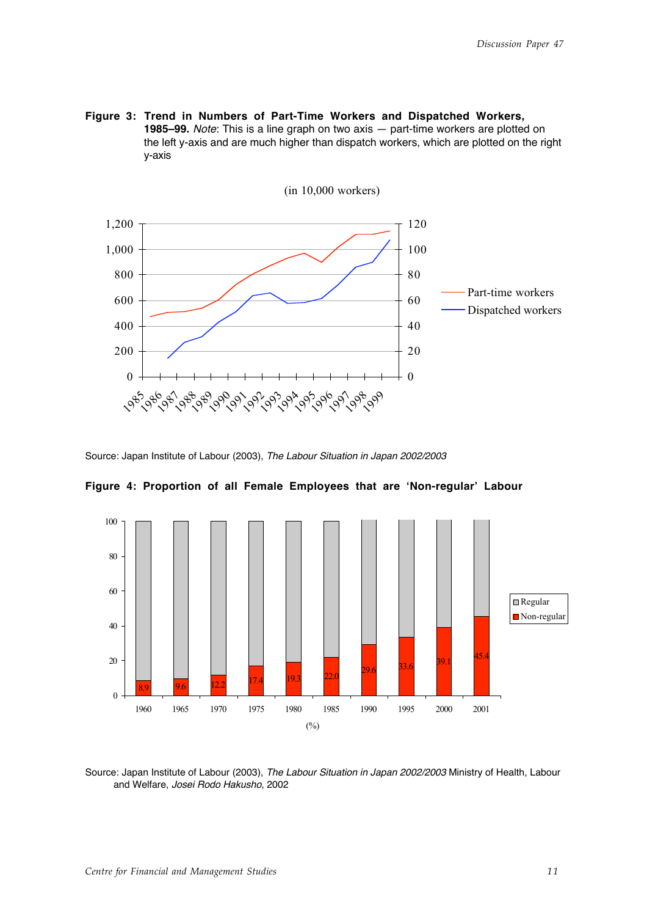**Figure 3: Trend in Numbers of Part-Time Workers and Dispatched Workers, 1985–99.** *Note*: This is a line graph on two axis — part-time workers are plotted on the left y-axis and are much higher than dispatch workers, which are plotted on the right y-axis

Source: Japan Institute of Labour (2003), *The Labour Situation in Japan 2002/2003*

**Figure 4: Proportion of all Female Employees that are 'Non-regular' Labour**

Source: Japan Institute of Labour (2003), *The Labour Situation in Japan 2002/2003* Ministry of Health, Labour and Welfare, *Josei Rodo Hakusho*, 2002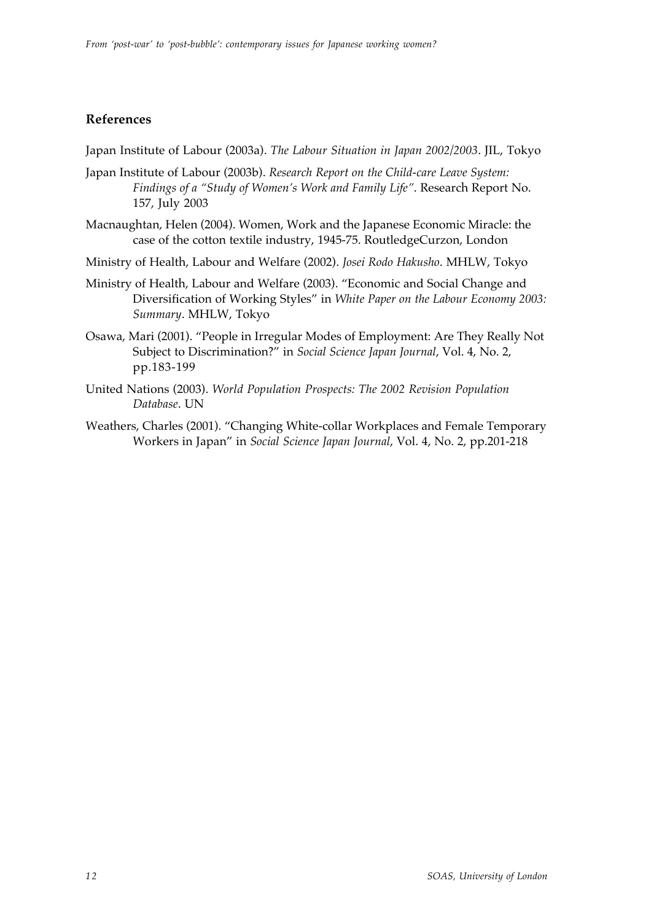## References

Japan Institute of Labour (2003a). *The Labour Situation in Japan 2002/2003*. JIL, Tokyo

Japan Institute of Labour (2003b). *Research Report on the Child-care Leave System: Findings of a "Study of Women's Work and Family Life"*. Research Report No. 157, July 2003

Macnaughtan, Helen (2004). Women, Work and the Japanese Economic Miracle: the case of the cotton textile industry, 1945-75. RoutledgeCurzon, London

Ministry of Health, Labour and Welfare (2002). *Josei Rodo Hakusho*. MHLW, Tokyo

Ministry of Health, Labour and Welfare (2003). "Economic and Social Change and Diversification of Working Styles" in *White Paper on the Labour Economy 2003: Summary*. MHLW, Tokyo

Osawa, Mari (2001). "People in Irregular Modes of Employment: Are They Really Not Subject to Discrimination?" in *Social Science Japan Journal*, Vol. 4, No. 2, pp.183-199

United Nations (2003). *World Population Prospects: The 2002 Revision Population Database*. UN

Weathers, Charles (2001). "Changing White-collar Workplaces and Female Temporary Workers in Japan" in *Social Science Japan Journal*, Vol. 4, No. 2, pp.201-218